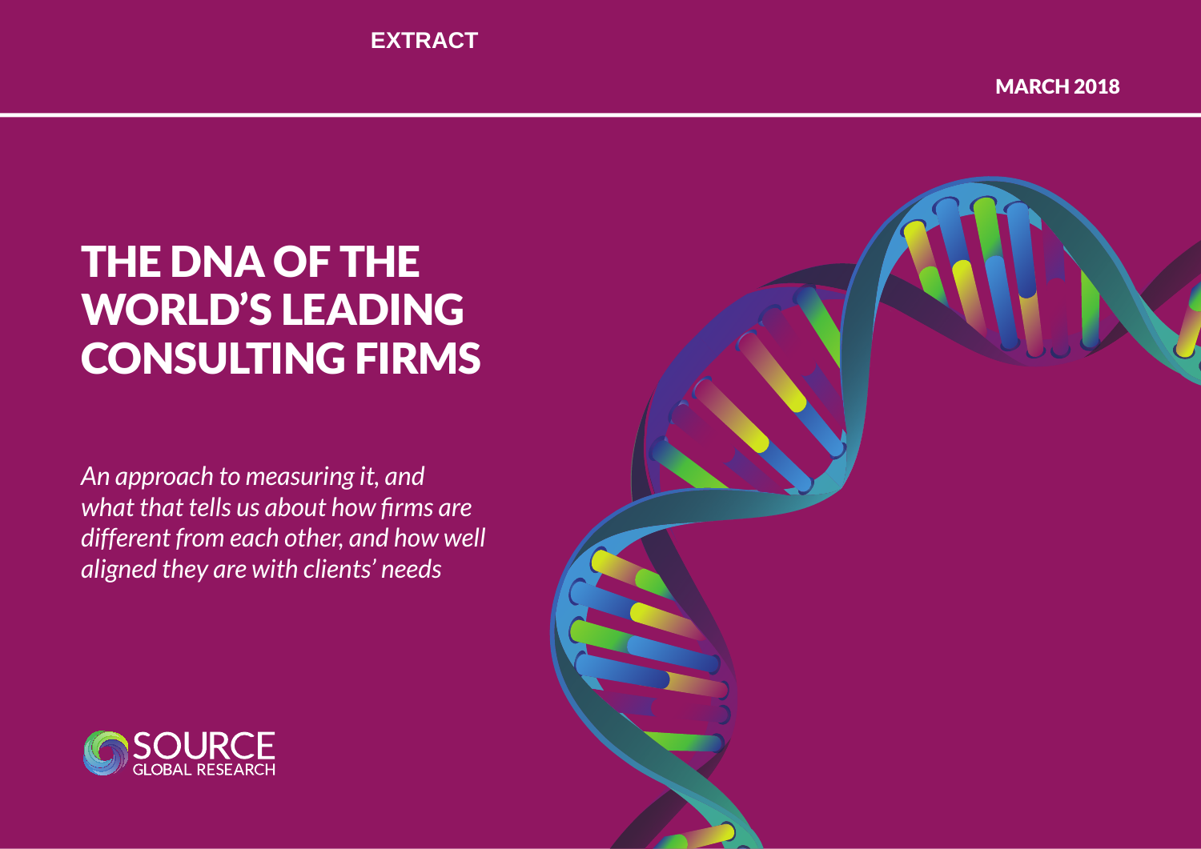EXTRACT

MARCH 2018

# THE DNA OF THE WORLD'S LEADING CONSULTING FIRMS

*An approach to measuring it, and what that tells us about how firms are different from each other, and how well aligned they are with clients' needs*

SOURCE GLOBAL RESEARCH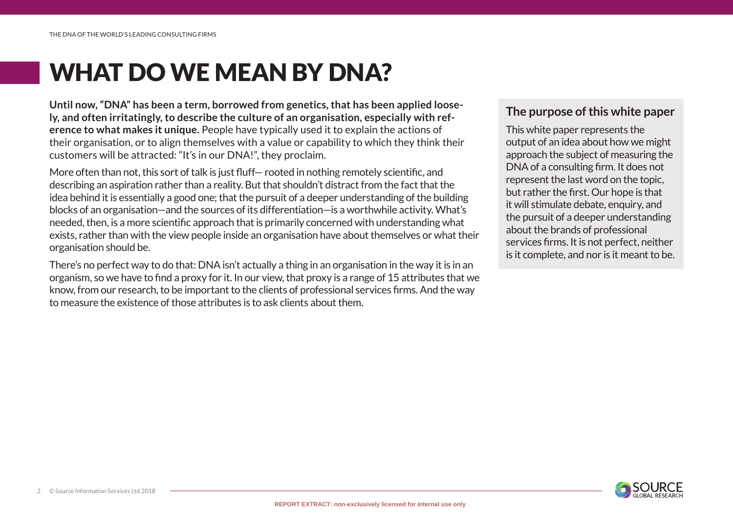# WHAT DO WE MEAN BY DNA?

**Until now, "DNA" has been a term, borrowed from genetics, that has been applied loosely, and often irritatingly, to describe the culture of an organisation, especially with reference to what makes it unique.** People have typically used it to explain the actions of their organisation, or to align themselves with a value or capability to which they think their customers will be attracted: "It's in our DNA!", they proclaim.

More often than not, this sort of talk is just fluff— rooted in nothing remotely scientific, and describing an aspiration rather than a reality. But that shouldn't distract from the fact that the idea behind it is essentially a good one; that the pursuit of a deeper understanding of the building blocks of an organisation—and the sources of its differentiation—is a worthwhile activity. What's needed, then, is a more scientific approach that is primarily concerned with understanding what exists, rather than with the view people inside an organisation have about themselves or what their organisation should be.

There's no perfect way to do that: DNA isn't actually a thing in an organisation in the way it is in an organism, so we have to find a proxy for it. In our view, that proxy is a range of 15 attributes that we know, from our research, to be important to the clients of professional services firms. And the way to measure the existence of those attributes is to ask clients about them.

## The purpose of this white paper

This white paper represents the output of an idea about how we might approach the subject of measuring the DNA of a consulting firm. It does not represent the last word on the topic, but rather the first. Our hope is that it will stimulate debate, enquiry, and the pursuit of a deeper understanding about the brands of professional services firms. It is not perfect, neither is it complete, and nor is it meant to be.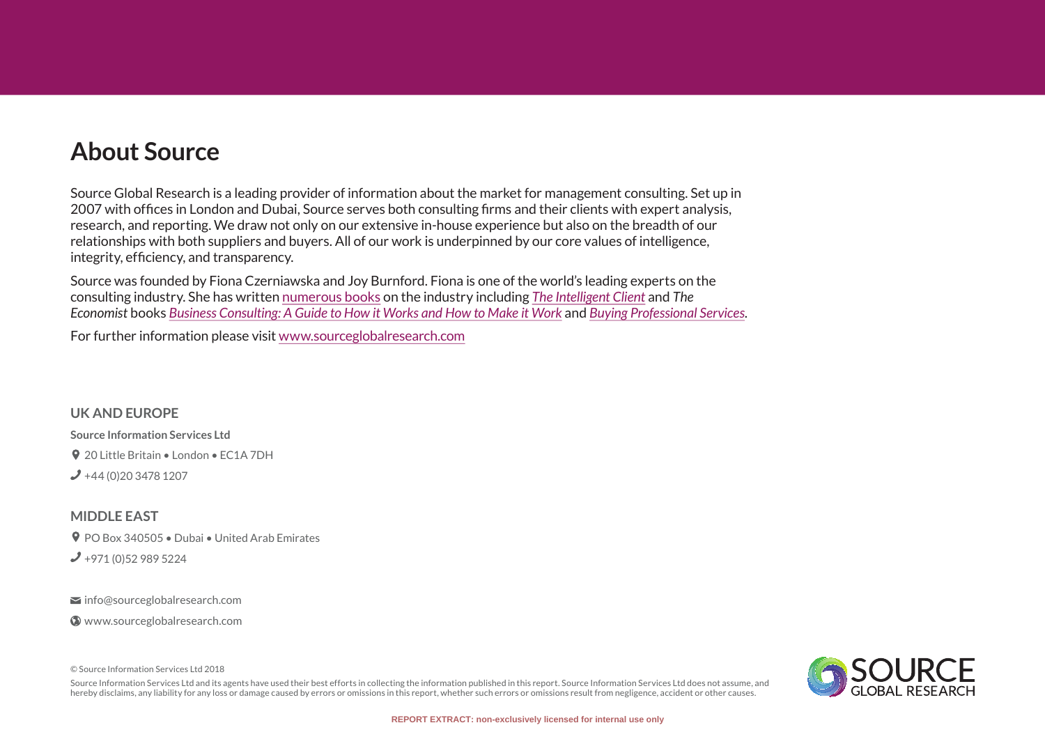# About Source

Source Global Research is a leading provider of information about the market for management consulting. Set up in 2007 with offices in London and Dubai, Source serves both consulting firms and their clients with expert analysis, research, and reporting. We draw not only on our extensive in-house experience but also on the breadth of our relationships with both suppliers and buyers. All of our work is underpinned by our core values of intelligence, integrity, efficiency, and transparency.

Source was founded by Fiona Czerniawska and Joy Burnford. Fiona is one of the world's leading experts on the consulting industry. She has written numerous books on the industry including *The Intelligent Client* and *The Economist* books *Business Consulting: A Guide to How it Works and How to Make it Work* and *Buying Professional Services*.

For further information please visit www.sourceglobalresearch.com

### UK AND EUROPE

**Source Information Services Ltd**

20 Little Britain • London • EC1A 7DH

+44 (0)20 3478 1207

### MIDDLE EAST

PO Box 340505 • Dubai • United Arab Emirates

+971 (0)52 989 5224

info@sourceglobalresearch.com

www.sourceglobalresearch.com

© Source Information Services Ltd 2018

Source Information Services Ltd and its agents have used their best efforts in collecting the information published in this report. Source Information Services Ltd does not assume, and hereby disclaims, any liability for any loss or damage caused by errors or omissions in this report, whether such errors or omissions result from negligence, accident or other causes.

SOURCE GLOBAL RESEARCH

REPORT EXTRACT: non-exclusively licensed for internal use only